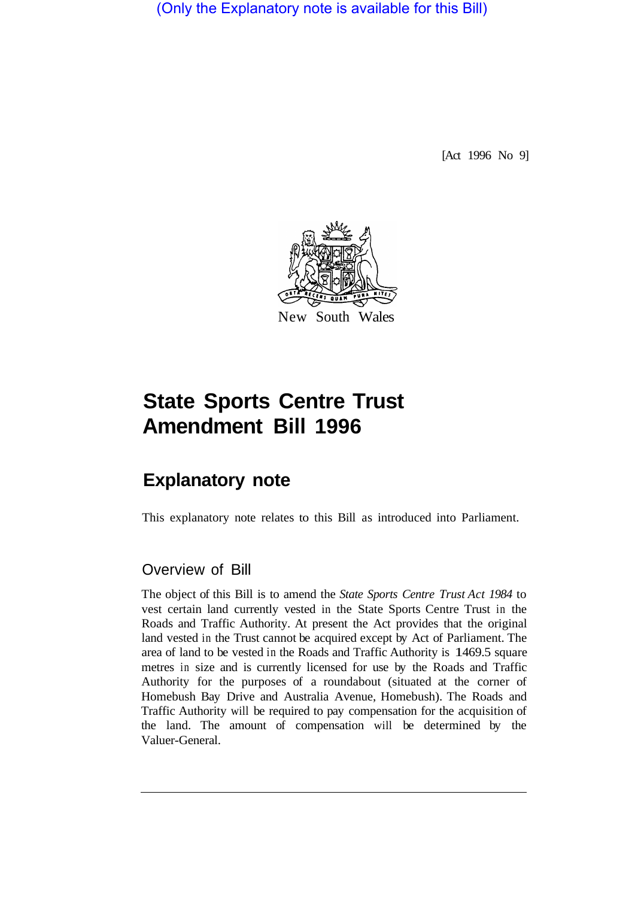(Only the Explanatory note is available for this Bill)

[Act 1996 No 9]

New South Wales

# State Sports Centre Trust Amendment Bill 1996

## Explanatory note

This explanatory note relates to this Bill as introduced into Parliament.

### Overview of Bill

The object of this Bill is to amend the *State Sports Centre Trust Act 1984* to vest certain land currently vested in the State Sports Centre Trust in the Roads and Traffic Authority. At present the Act provides that the original land vested in the Trust cannot be acquired except by Act of Parliament. The area of land to be vested in the Roads and Traffic Authority is 1469.5 square metres in size and is currently licensed for use by the Roads and Traffic Authority for the purposes of a roundabout (situated at the corner of Homebush Bay Drive and Australia Avenue, Homebush). The Roads and Traffic Authority will be required to pay compensation for the acquisition of the land. The amount of compensation will be determined by the Valuer-General.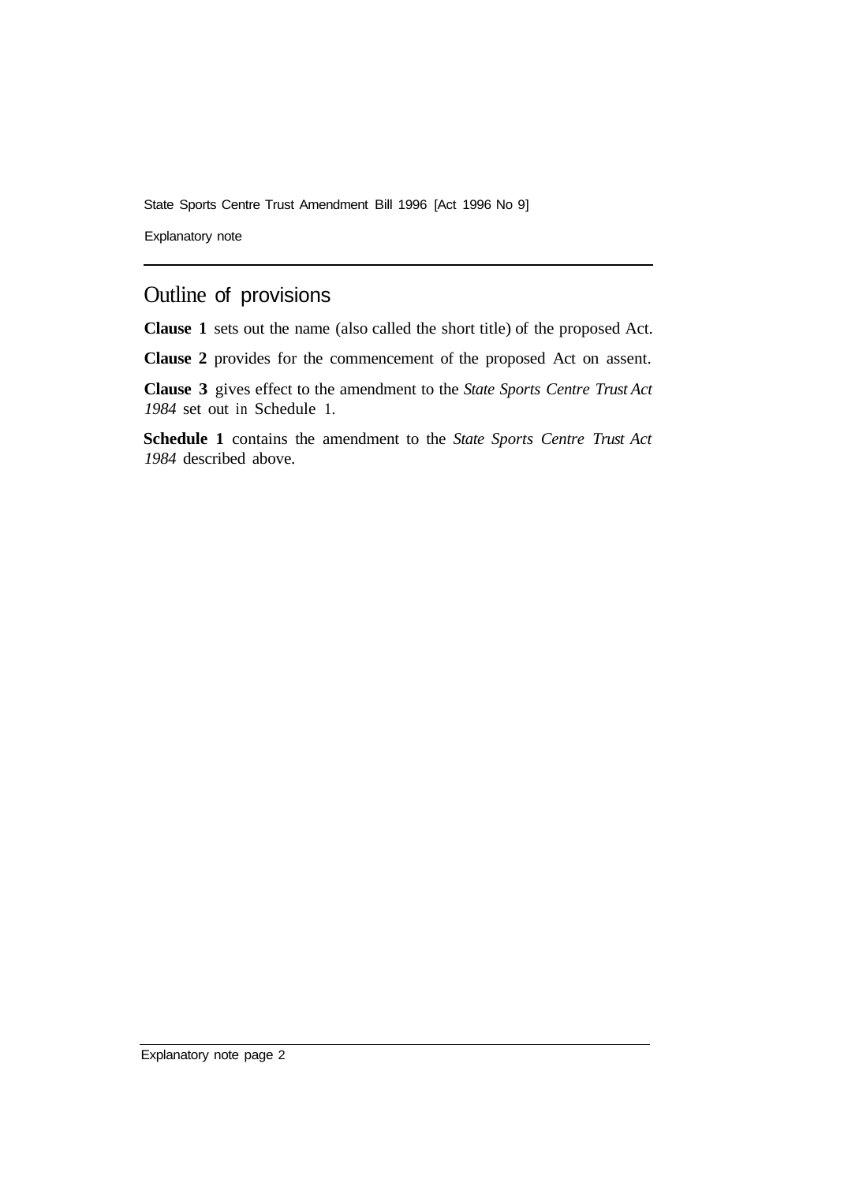## Outline of provisions

**Clause 1** sets out the name (also called the short title) of the proposed Act.

**Clause 2** provides for the commencement of the proposed Act on assent.

**Clause 3** gives effect to the amendment to the *State Sports Centre Trust Act 1984* set out in Schedule 1.

**Schedule 1** contains the amendment to the *State Sports Centre Trust Act 1984* described above.